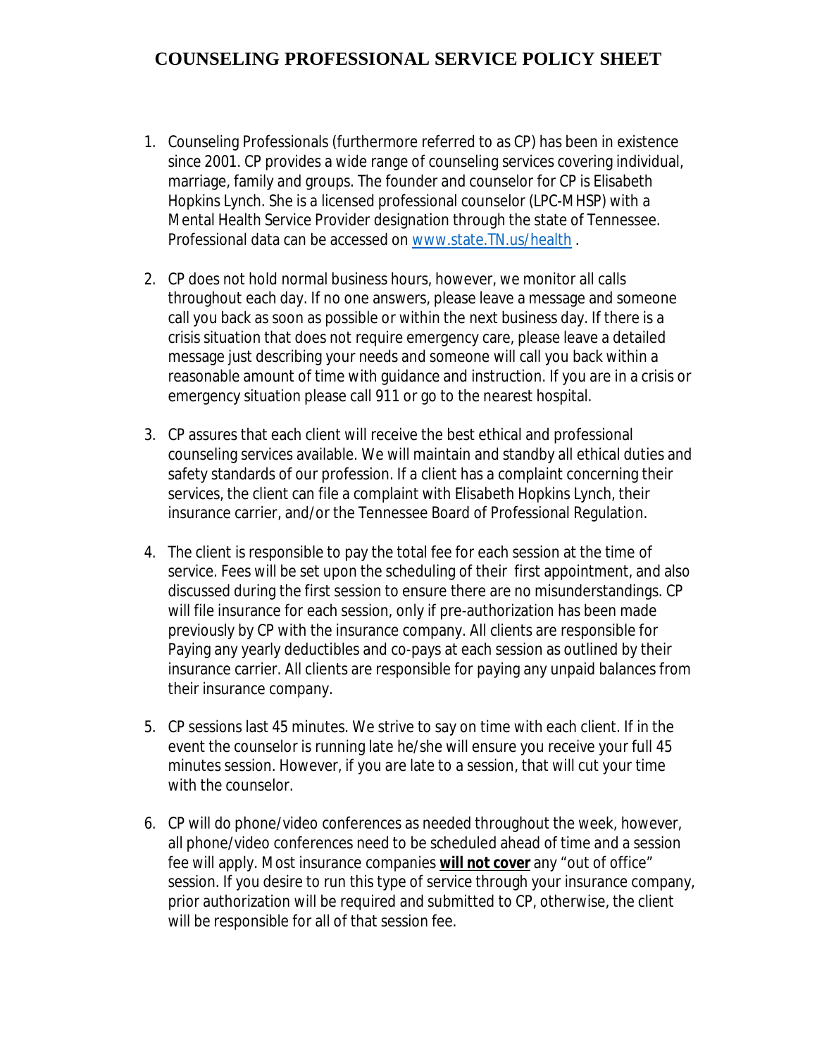# COUNSELING PROFESSIONAL SERVICE POLICY SHEET

1. Counseling Professionals (furthermore referred to as CP) has been in existence since 2001. CP provides a wide range of counseling services covering individual, marriage, family and groups. The founder and counselor for CP is Elisabeth Hopkins Lynch. She is a licensed professional counselor (LPC-MHSP) with a Mental Health Service Provider designation through the state of Tennessee. Professional data can be accessed on [www.state.TN.us/health](www.state.TN.us/health) .

2. CP does not hold normal business hours, however, we monitor all calls throughout each day. If no one answers, please leave a message and someone call you back as soon as possible or within the next business day. If there is a crisis situation that does not require emergency care, please leave a detailed message just describing your needs and someone will call you back within a reasonable amount of time with guidance and instruction. If you are in a crisis or emergency situation please call 911 or go to the nearest hospital.

3. CP assures that each client will receive the best ethical and professional counseling services available. We will maintain and standby all ethical duties and safety standards of our profession. If a client has a complaint concerning their services, the client can file a complaint with Elisabeth Hopkins Lynch, their insurance carrier, and/or the Tennessee Board of Professional Regulation.

4. The client is responsible to pay the total fee for each session at the time of service. Fees will be set upon the scheduling of their first appointment, and also discussed during the first session to ensure there are no misunderstandings. CP will file insurance for each session, only if pre-authorization has been made previously by CP with the insurance company. All clients are responsible for Paying any yearly deductibles and co-pays at each session as outlined by their insurance carrier. All clients are responsible for paying any unpaid balances from their insurance company.

5. CP sessions last 45 minutes. We strive to say on time with each client. If in the event the counselor is running late he/she will ensure you receive your full 45 minutes session. However, if you are late to a session, that will cut your time with the counselor.

6. CP will do phone/video conferences as needed throughout the week, however, all phone/video conferences need to be scheduled ahead of time and a session fee will apply. Most insurance companies **<u>will not cover</u>** any "out of office" session. If you desire to run this type of service through your insurance company, prior authorization will be required and submitted to CP, otherwise, the client will be responsible for all of that session fee.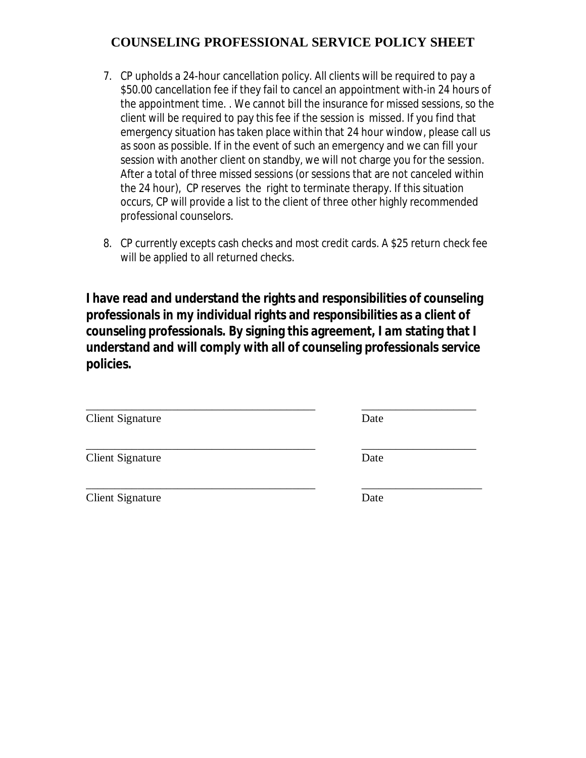# COUNSELING PROFESSIONAL SERVICE POLICY SHEET

7. CP upholds a 24-hour cancellation policy. All clients will be required to pay a $50.00 cancellation fee if they fail to cancel an appointment with-in 24 hours of the appointment time. . We cannot bill the insurance for missed sessions, so the client will be required to pay this fee if the session is missed. If you find that emergency situation has taken place within that 24 hour window, please call us as soon as possible. If in the event of such an emergency and we can fill your session with another client on standby, we will not charge you for the session. After a total of three missed sessions (or sessions that are not canceled within the 24 hour), CP reserves the right to terminate therapy. If this situation occurs, CP will provide a list to the client of three other highly recommended professional counselors.

8. CP currently excepts cash checks and most credit cards. A $25 return check fee will be applied to all returned checks.

**I have read and understand the rights and responsibilities of counseling professionals in my individual rights and responsibilities as a client of counseling professionals. By signing this agreement, I am stating that I understand and will comply with all of counseling professionals service policies.**

\_\_\_\_\_\_\_\_\_\_\_\_\_\_\_\_\_\_\_\_\_\_\_\_\_\_\_\_\_\_\_\_\_\_\_\_\_\_\_\_ \_\_\_\_\_\_\_\_\_\_\_\_\_\_\_\_\_\_\_\_

Client Signature Date

\_\_\_\_\_\_\_\_\_\_\_\_\_\_\_\_\_\_\_\_\_\_\_\_\_\_\_\_\_\_\_\_\_\_\_\_\_\_\_\_ \_\_\_\_\_\_\_\_\_\_\_\_\_\_\_\_\_\_\_\_

Client Signature Date

\_\_\_\_\_\_\_\_\_\_\_\_\_\_\_\_\_\_\_\_\_\_\_\_\_\_\_\_\_\_\_\_\_\_\_\_\_\_\_\_ \_\_\_\_\_\_\_\_\_\_\_\_\_\_\_\_\_\_\_\_\_

Client Signature Date